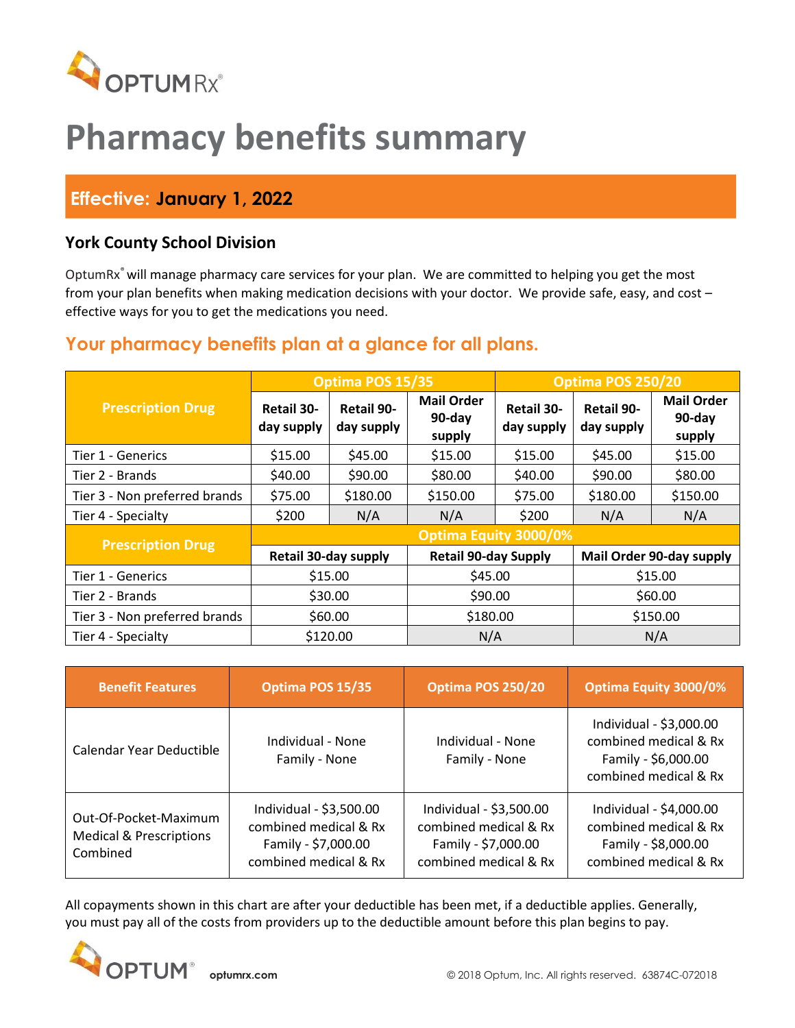OPTUMRx®

# Pharmacy benefits summary

## Effective: January 1, 2022

### York County School Division

OptumRx® will manage pharmacy care services for your plan. We are committed to helping you get the most from your plan benefits when making medication decisions with your doctor. We provide safe, easy, and cost – effective ways for you to get the medications you need.

## Your pharmacy benefits plan at a glance for all plans.

| Prescription Drug | Optima POS 15/35 | | | Optima POS 250/20 | | |
|---|---|---|---|---|---|---|
| | Retail 30-day supply | Retail 90-day supply | Mail Order 90-day supply | Retail 30-day supply | Retail 90-day supply | Mail Order 90-day supply |
| Tier 1 - Generics | $15.00 | $45.00 | $15.00 | $15.00 | $45.00 | $15.00 |
| Tier 2 - Brands | $40.00 | $90.00 | $80.00 | $40.00 | $90.00 | $80.00 |
| Tier 3 - Non preferred brands | $75.00 | $180.00 | $150.00 | $75.00 | $180.00 | $150.00 |
| Tier 4 - Specialty | $200 | N/A | N/A | $200 | N/A | N/A |

| Prescription Drug | Optima Equity 3000/0% | | |
|---|---|---|---|
| | Retail 30-day supply | Retail 90-day Supply | Mail Order 90-day supply |
| Tier 1 - Generics | $15.00 | $45.00 | $15.00 |
| Tier 2 - Brands | $30.00 | $90.00 | $60.00 |
| Tier 3 - Non preferred brands | $60.00 | $180.00 | $150.00 |
| Tier 4 - Specialty | $120.00 | N/A | N/A |

| Benefit Features | Optima POS 15/35 | Optima POS 250/20 | Optima Equity 3000/0% |
|---|---|---|---|
| Calendar Year Deductible | Individual - None<br>Family - None | Individual - None<br>Family - None | Individual - $3,000.00 combined medical & Rx<br>Family - $6,000.00 combined medical & Rx |
| Out-Of-Pocket-Maximum Medical & Prescriptions Combined | Individual - $3,500.00 combined medical & Rx<br>Family - $7,000.00 combined medical & Rx | Individual - $3,500.00 combined medical & Rx<br>Family - $7,000.00 combined medical & Rx | Individual - $4,000.00 combined medical & Rx<br>Family - $8,000.00 combined medical & Rx |

All copayments shown in this chart are after your deductible has been met, if a deductible applies. Generally, you must pay all of the costs from providers up to the deductible amount before this plan begins to pay.

OPTUM® optumrx.com © 2018 Optum, Inc. All rights reserved. 63874C-072018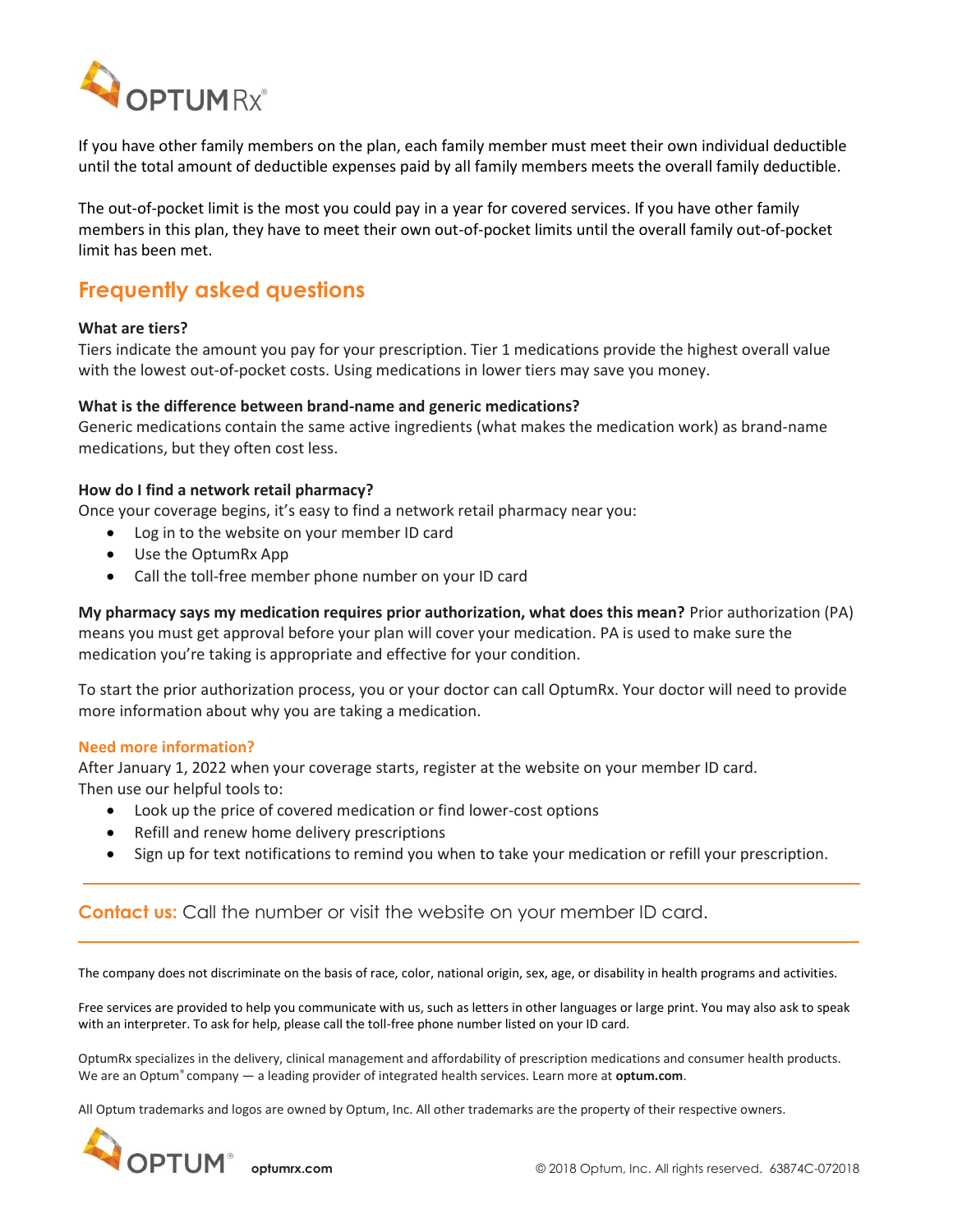If you have other family members on the plan, each family member must meet their own individual deductible until the total amount of deductible expenses paid by all family members meets the overall family deductible.

The out-of-pocket limit is the most you could pay in a year for covered services. If you have other family members in this plan, they have to meet their own out-of-pocket limits until the overall family out-of-pocket limit has been met.

## Frequently asked questions

**What are tiers?**
Tiers indicate the amount you pay for your prescription. Tier 1 medications provide the highest overall value with the lowest out-of-pocket costs. Using medications in lower tiers may save you money.

**What is the difference between brand-name and generic medications?**
Generic medications contain the same active ingredients (what makes the medication work) as brand-name medications, but they often cost less.

**How do I find a network retail pharmacy?**
Once your coverage begins, it's easy to find a network retail pharmacy near you:

- Log in to the website on your member ID card
- Use the OptumRx App
- Call the toll-free member phone number on your ID card

**My pharmacy says my medication requires prior authorization, what does this mean?** Prior authorization (PA) means you must get approval before your plan will cover your medication. PA is used to make sure the medication you're taking is appropriate and effective for your condition.

To start the prior authorization process, you or your doctor can call OptumRx. Your doctor will need to provide more information about why you are taking a medication.

### Need more information?

After January 1, 2022 when your coverage starts, register at the website on your member ID card. Then use our helpful tools to:

- Look up the price of covered medication or find lower-cost options
- Refill and renew home delivery prescriptions
- Sign up for text notifications to remind you when to take your medication or refill your prescription.

---

**Contact us:** Call the number or visit the website on your member ID card.

---

The company does not discriminate on the basis of race, color, national origin, sex, age, or disability in health programs and activities.

Free services are provided to help you communicate with us, such as letters in other languages or large print. You may also ask to speak with an interpreter. To ask for help, please call the toll-free phone number listed on your ID card.

OptumRx specializes in the delivery, clinical management and affordability of prescription medications and consumer health products. We are an Optum® company — a leading provider of integrated health services. Learn more at **optum.com**.

All Optum trademarks and logos are owned by Optum, Inc. All other trademarks are the property of their respective owners.

**optumrx.com**

© 2018 Optum, Inc. All rights reserved. 63874C-072018